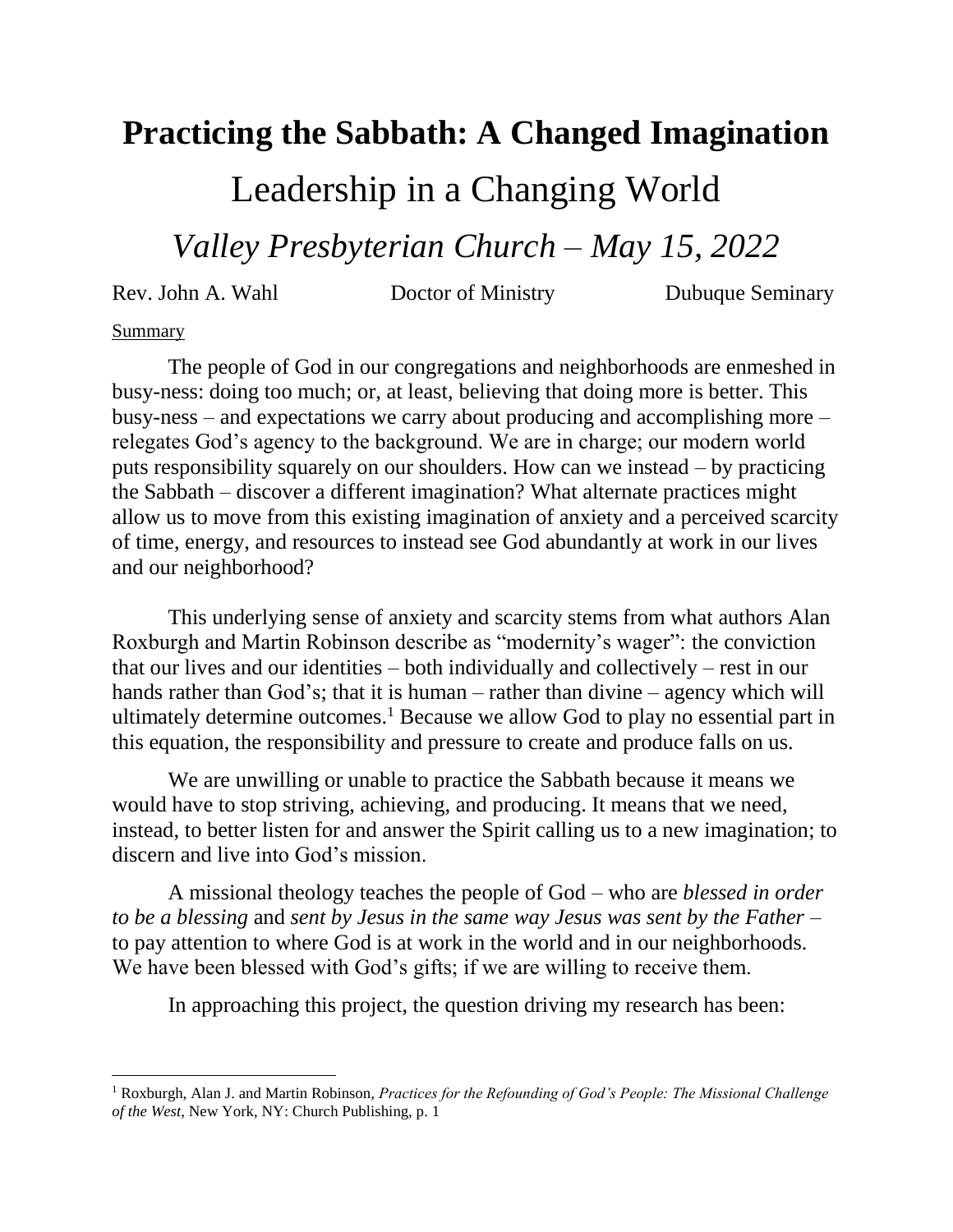# Practicing the Sabbath: A Changed Imagination

## Leadership in a Changing World

### *Valley Presbyterian Church – May 15, 2022*

Rev. John A. Wahl    Doctor of Ministry    Dubuque Seminary

Summary

The people of God in our congregations and neighborhoods are enmeshed in busy-ness: doing too much; or, at least, believing that doing more is better. This busy-ness – and expectations we carry about producing and accomplishing more – relegates God's agency to the background. We are in charge; our modern world puts responsibility squarely on our shoulders. How can we instead – by practicing the Sabbath – discover a different imagination? What alternate practices might allow us to move from this existing imagination of anxiety and a perceived scarcity of time, energy, and resources to instead see God abundantly at work in our lives and our neighborhood?

This underlying sense of anxiety and scarcity stems from what authors Alan Roxburgh and Martin Robinson describe as "modernity's wager": the conviction that our lives and our identities – both individually and collectively – rest in our hands rather than God's; that it is human – rather than divine – agency which will ultimately determine outcomes.[1] Because we allow God to play no essential part in this equation, the responsibility and pressure to create and produce falls on us.

We are unwilling or unable to practice the Sabbath because it means we would have to stop striving, achieving, and producing. It means that we need, instead, to better listen for and answer the Spirit calling us to a new imagination; to discern and live into God's mission.

A missional theology teaches the people of God – who are *blessed in order to be a blessing* and *sent by Jesus in the same way Jesus was sent by the Father* – to pay attention to where God is at work in the world and in our neighborhoods. We have been blessed with God's gifts; if we are willing to receive them.

In approaching this project, the question driving my research has been:

---

[1] Roxburgh, Alan J. and Martin Robinson, *Practices for the Refounding of God's People: The Missional Challenge of the West*, New York, NY: Church Publishing, p. 1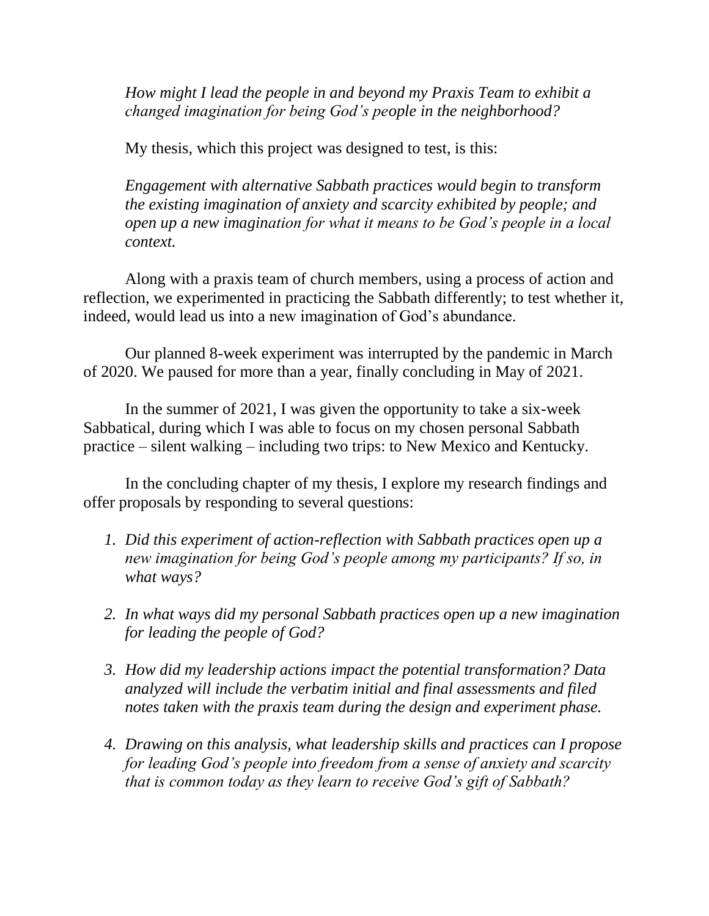*How might I lead the people in and beyond my Praxis Team to exhibit a changed imagination for being God's people in the neighborhood?*

My thesis, which this project was designed to test, is this:

*Engagement with alternative Sabbath practices would begin to transform the existing imagination of anxiety and scarcity exhibited by people; and open up a new imagination for what it means to be God's people in a local context.*

Along with a praxis team of church members, using a process of action and reflection, we experimented in practicing the Sabbath differently; to test whether it, indeed, would lead us into a new imagination of God's abundance.

Our planned 8-week experiment was interrupted by the pandemic in March of 2020. We paused for more than a year, finally concluding in May of 2021.

In the summer of 2021, I was given the opportunity to take a six-week Sabbatical, during which I was able to focus on my chosen personal Sabbath practice – silent walking – including two trips: to New Mexico and Kentucky.

In the concluding chapter of my thesis, I explore my research findings and offer proposals by responding to several questions:

1. *Did this experiment of action-reflection with Sabbath practices open up a new imagination for being God's people among my participants? If so, in what ways?*

2. *In what ways did my personal Sabbath practices open up a new imagination for leading the people of God?*

3. *How did my leadership actions impact the potential transformation? Data analyzed will include the verbatim initial and final assessments and filed notes taken with the praxis team during the design and experiment phase.*

4. *Drawing on this analysis, what leadership skills and practices can I propose for leading God's people into freedom from a sense of anxiety and scarcity that is common today as they learn to receive God's gift of Sabbath?*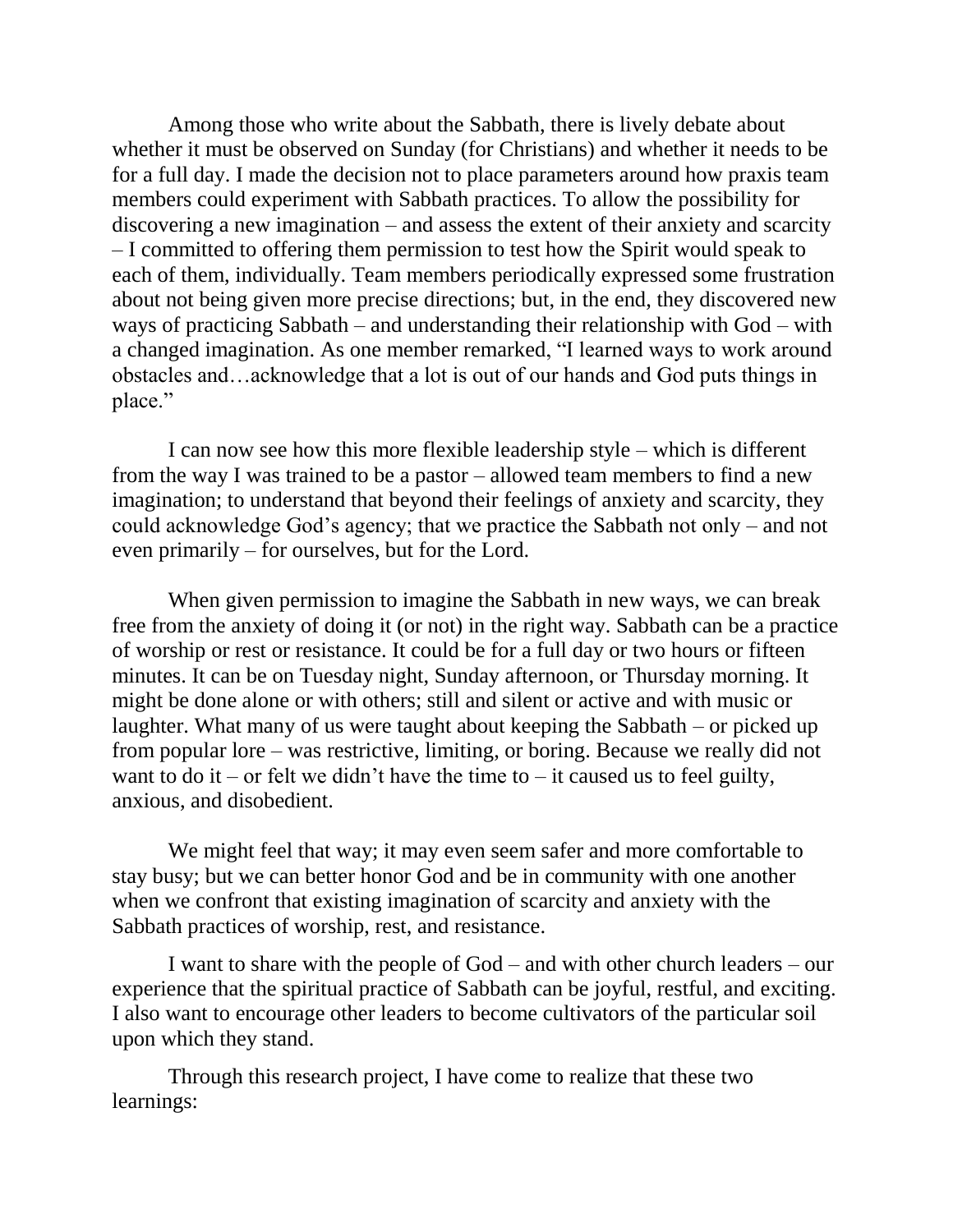Among those who write about the Sabbath, there is lively debate about whether it must be observed on Sunday (for Christians) and whether it needs to be for a full day. I made the decision not to place parameters around how praxis team members could experiment with Sabbath practices. To allow the possibility for discovering a new imagination – and assess the extent of their anxiety and scarcity – I committed to offering them permission to test how the Spirit would speak to each of them, individually. Team members periodically expressed some frustration about not being given more precise directions; but, in the end, they discovered new ways of practicing Sabbath – and understanding their relationship with God – with a changed imagination. As one member remarked, "I learned ways to work around obstacles and…acknowledge that a lot is out of our hands and God puts things in place."

I can now see how this more flexible leadership style – which is different from the way I was trained to be a pastor – allowed team members to find a new imagination; to understand that beyond their feelings of anxiety and scarcity, they could acknowledge God's agency; that we practice the Sabbath not only – and not even primarily – for ourselves, but for the Lord.

When given permission to imagine the Sabbath in new ways, we can break free from the anxiety of doing it (or not) in the right way. Sabbath can be a practice of worship or rest or resistance. It could be for a full day or two hours or fifteen minutes. It can be on Tuesday night, Sunday afternoon, or Thursday morning. It might be done alone or with others; still and silent or active and with music or laughter. What many of us were taught about keeping the Sabbath – or picked up from popular lore – was restrictive, limiting, or boring. Because we really did not want to do it – or felt we didn't have the time to – it caused us to feel guilty, anxious, and disobedient.

We might feel that way; it may even seem safer and more comfortable to stay busy; but we can better honor God and be in community with one another when we confront that existing imagination of scarcity and anxiety with the Sabbath practices of worship, rest, and resistance.

I want to share with the people of God – and with other church leaders – our experience that the spiritual practice of Sabbath can be joyful, restful, and exciting. I also want to encourage other leaders to become cultivators of the particular soil upon which they stand.

Through this research project, I have come to realize that these two learnings: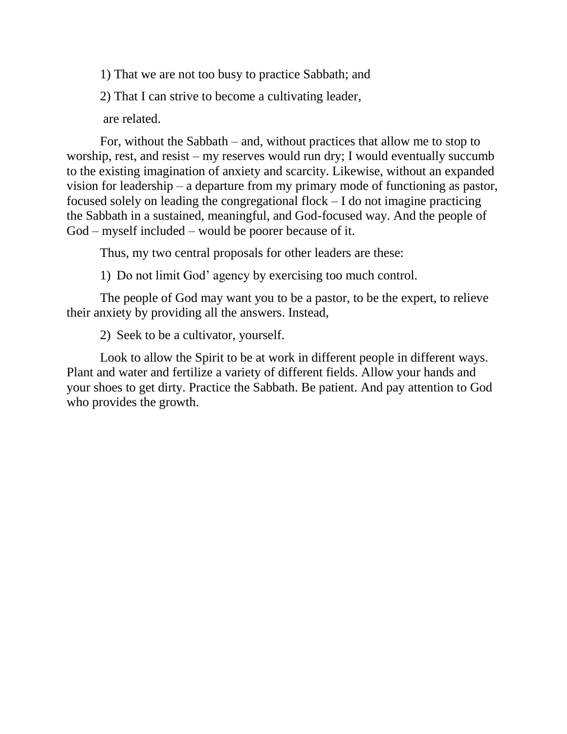1) That we are not too busy to practice Sabbath; and

2) That I can strive to become a cultivating leader,

are related.

For, without the Sabbath – and, without practices that allow me to stop to worship, rest, and resist – my reserves would run dry; I would eventually succumb to the existing imagination of anxiety and scarcity. Likewise, without an expanded vision for leadership – a departure from my primary mode of functioning as pastor, focused solely on leading the congregational flock – I do not imagine practicing the Sabbath in a sustained, meaningful, and God-focused way. And the people of God – myself included – would be poorer because of it.

Thus, my two central proposals for other leaders are these:

1) Do not limit God' agency by exercising too much control.

The people of God may want you to be a pastor, to be the expert, to relieve their anxiety by providing all the answers. Instead,

2) Seek to be a cultivator, yourself.

Look to allow the Spirit to be at work in different people in different ways. Plant and water and fertilize a variety of different fields. Allow your hands and your shoes to get dirty. Practice the Sabbath. Be patient. And pay attention to God who provides the growth.